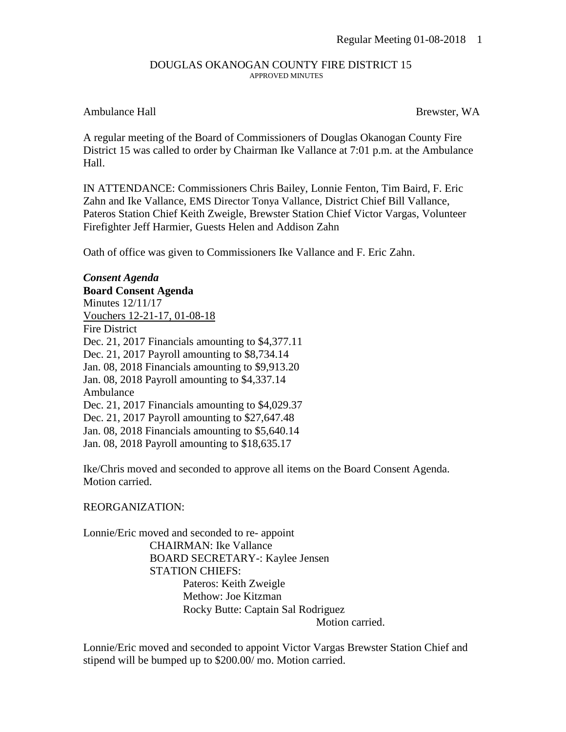# DOUGLAS OKANOGAN COUNTY FIRE DISTRICT 15

APPROVED MINUTES

Ambulance Hall Brewster, WA

A regular meeting of the Board of Commissioners of Douglas Okanogan County Fire District 15 was called to order by Chairman Ike Vallance at 7:01 p.m. at the Ambulance Hall.

IN ATTENDANCE: Commissioners Chris Bailey, Lonnie Fenton, Tim Baird, F. Eric Zahn and Ike Vallance, EMS Director Tonya Vallance, District Chief Bill Vallance, Pateros Station Chief Keith Zweigle, Brewster Station Chief Victor Vargas, Volunteer Firefighter Jeff Harmier, Guests Helen and Addison Zahn

Oath of office was given to Commissioners Ike Vallance and F. Eric Zahn.

***Consent Agenda***

**Board Consent Agenda**

Minutes 12/11/17

Vouchers 12-21-17, 01-08-18

Fire District

Dec. 21, 2017 Financials amounting to $4,377.11

Dec. 21, 2017 Payroll amounting to $8,734.14

Jan. 08, 2018 Financials amounting to $9,913.20

Jan. 08, 2018 Payroll amounting to $4,337.14

Ambulance

Dec. 21, 2017 Financials amounting to $4,029.37

Dec. 21, 2017 Payroll amounting to $27,647.48

Jan. 08, 2018 Financials amounting to $5,640.14

Jan. 08, 2018 Payroll amounting to $18,635.17

Ike/Chris moved and seconded to approve all items on the Board Consent Agenda. Motion carried.

REORGANIZATION:

Lonnie/Eric moved and seconded to re- appoint

CHAIRMAN: Ike Vallance

BOARD SECRETARY-: Kaylee Jensen

STATION CHIEFS:

- Pateros: Keith Zweigle
- Methow: Joe Kitzman
- Rocky Butte: Captain Sal Rodriguez

Motion carried.

Lonnie/Eric moved and seconded to appoint Victor Vargas Brewster Station Chief and stipend will be bumped up to $200.00/ mo. Motion carried.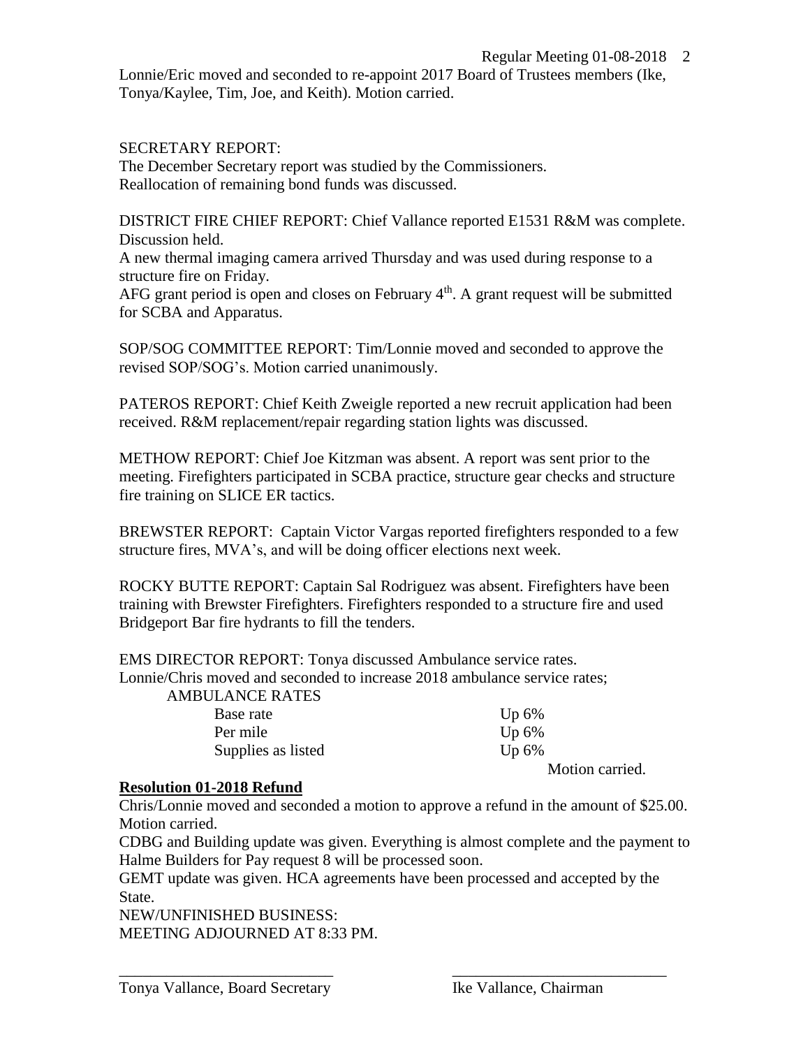Lonnie/Eric moved and seconded to re-appoint 2017 Board of Trustees members (Ike, Tonya/Kaylee, Tim, Joe, and Keith). Motion carried.

SECRETARY REPORT:
The December Secretary report was studied by the Commissioners.
Reallocation of remaining bond funds was discussed.

DISTRICT FIRE CHIEF REPORT: Chief Vallance reported E1531 R&M was complete. Discussion held.
A new thermal imaging camera arrived Thursday and was used during response to a structure fire on Friday.
AFG grant period is open and closes on February 4th. A grant request will be submitted for SCBA and Apparatus.

SOP/SOG COMMITTEE REPORT: Tim/Lonnie moved and seconded to approve the revised SOP/SOG's. Motion carried unanimously.

PATEROS REPORT: Chief Keith Zweigle reported a new recruit application had been received. R&M replacement/repair regarding station lights was discussed.

METHOW REPORT: Chief Joe Kitzman was absent. A report was sent prior to the meeting. Firefighters participated in SCBA practice, structure gear checks and structure fire training on SLICE ER tactics.

BREWSTER REPORT: Captain Victor Vargas reported firefighters responded to a few structure fires, MVA's, and will be doing officer elections next week.

ROCKY BUTTE REPORT: Captain Sal Rodriguez was absent. Firefighters have been training with Brewster Firefighters. Firefighters responded to a structure fire and used Bridgeport Bar fire hydrants to fill the tenders.

EMS DIRECTOR REPORT: Tonya discussed Ambulance service rates.
Lonnie/Chris moved and seconded to increase 2018 ambulance service rates;

| AMBULANCE RATES | |
|---|---|
| Base rate | Up 6% |
| Per mile | Up 6% |
| Supplies as listed | Up 6% |

Motion carried.

**Resolution 01-2018 Refund**

Chris/Lonnie moved and seconded a motion to approve a refund in the amount of $25.00. Motion carried.
CDBG and Building update was given. Everything is almost complete and the payment to Halme Builders for Pay request 8 will be processed soon.
GEMT update was given. HCA agreements have been processed and accepted by the State.
NEW/UNFINISHED BUSINESS:
MEETING ADJOURNED AT 8:33 PM.

\_\_\_\_\_\_\_\_\_\_\_\_\_\_\_\_\_\_\_\_\_\_\_\_\_\_\_\_ \_\_\_\_\_\_\_\_\_\_\_\_\_\_\_\_\_\_\_\_\_\_\_\_\_\_\_\_

Tonya Vallance, Board Secretary Ike Vallance, Chairman